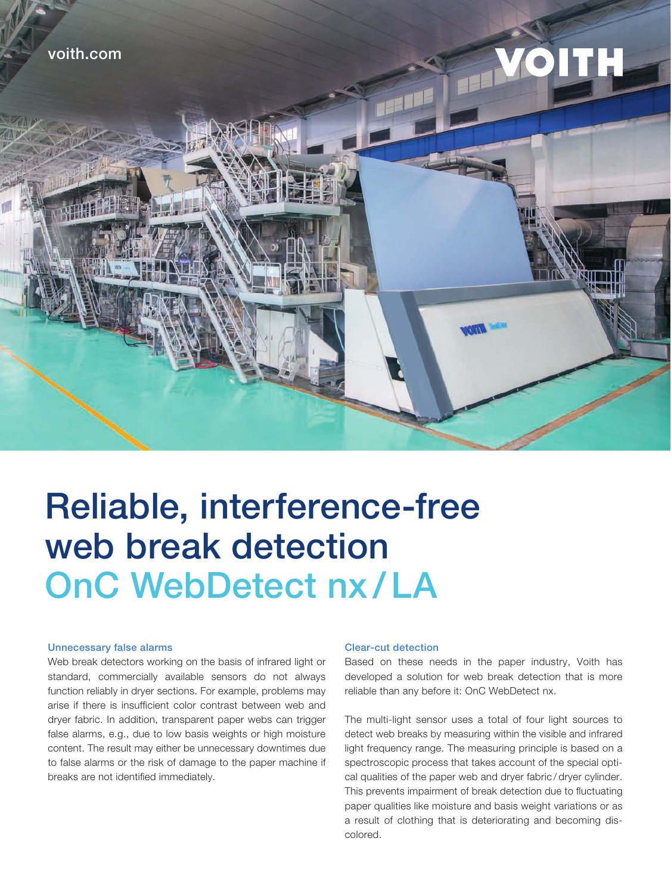voith.com

# Reliable, interference-free web break detection

## OnC WebDetect nx / LA

### Unnecessary false alarms

Web break detectors working on the basis of infrared light or standard, commercially available sensors do not always function reliably in dryer sections. For example, problems may arise if there is insufficient color contrast between web and dryer fabric. In addition, transparent paper webs can trigger false alarms, e.g., due to low basis weights or high moisture content. The result may either be unnecessary downtimes due to false alarms or the risk of damage to the paper machine if breaks are not identified immediately.

### Clear-cut detection

Based on these needs in the paper industry, Voith has developed a solution for web break detection that is more reliable than any before it: OnC WebDetect nx.

The multi-light sensor uses a total of four light sources to detect web breaks by measuring within the visible and infrared light frequency range. The measuring principle is based on a spectroscopic process that takes account of the special optical qualities of the paper web and dryer fabric / dryer cylinder. This prevents impairment of break detection due to fluctuating paper qualities like moisture and basis weight variations or as a result of clothing that is deteriorating and becoming discolored.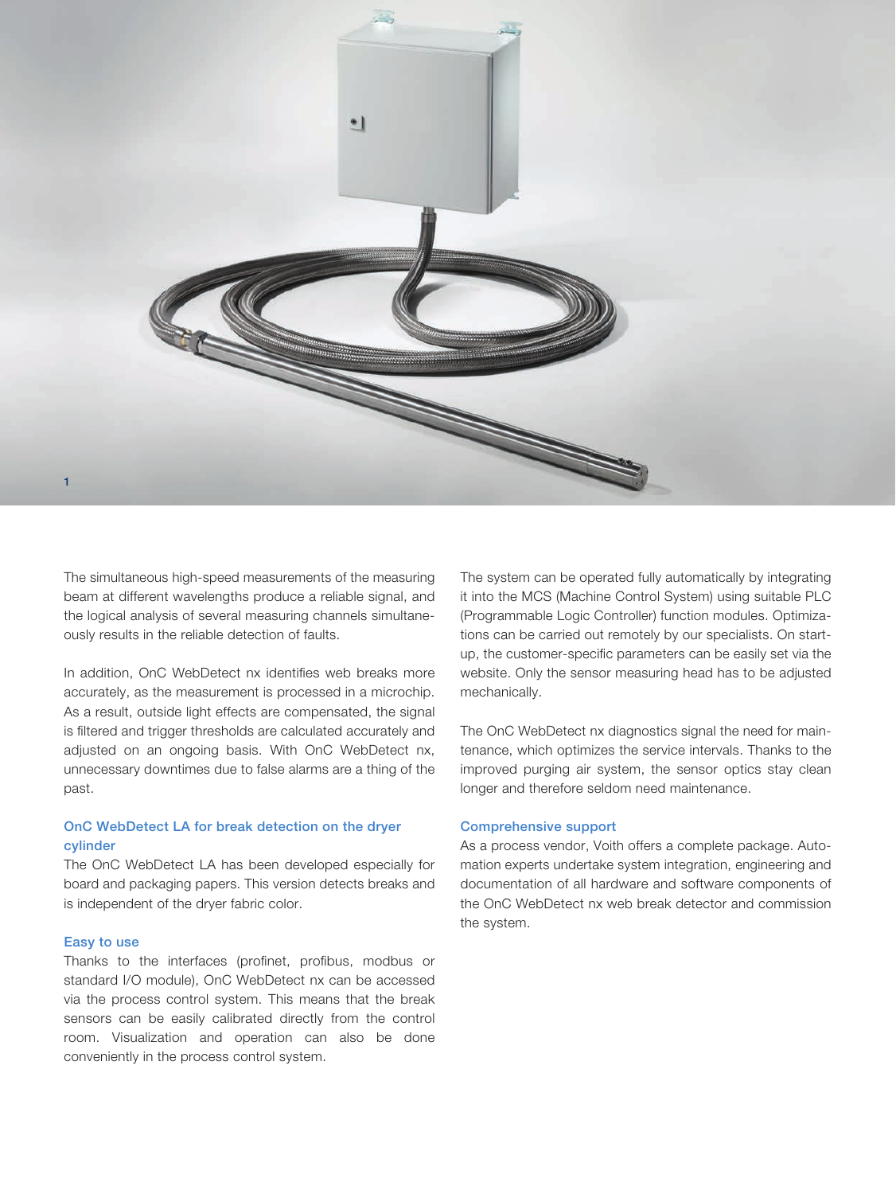1

The simultaneous high-speed measurements of the measuring beam at different wavelengths produce a reliable signal, and the logical analysis of several measuring channels simultaneously results in the reliable detection of faults.

In addition, OnC WebDetect nx identifies web breaks more accurately, as the measurement is processed in a microchip. As a result, outside light effects are compensated, the signal is filtered and trigger thresholds are calculated accurately and adjusted on an ongoing basis. With OnC WebDetect nx, unnecessary downtimes due to false alarms are a thing of the past.

### OnC WebDetect LA for break detection on the dryer cylinder

The OnC WebDetect LA has been developed especially for board and packaging papers. This version detects breaks and is independent of the dryer fabric color.

### Easy to use

Thanks to the interfaces (profinet, profibus, modbus or standard I/O module), OnC WebDetect nx can be accessed via the process control system. This means that the break sensors can be easily calibrated directly from the control room. Visualization and operation can also be done conveniently in the process control system.

The system can be operated fully automatically by integrating it into the MCS (Machine Control System) using suitable PLC (Programmable Logic Controller) function modules. Optimizations can be carried out remotely by our specialists. On start-up, the customer-specific parameters can be easily set via the website. Only the sensor measuring head has to be adjusted mechanically.

The OnC WebDetect nx diagnostics signal the need for maintenance, which optimizes the service intervals. Thanks to the improved purging air system, the sensor optics stay clean longer and therefore seldom need maintenance.

### Comprehensive support

As a process vendor, Voith offers a complete package. Automation experts undertake system integration, engineering and documentation of all hardware and software components of the OnC WebDetect nx web break detector and commission the system.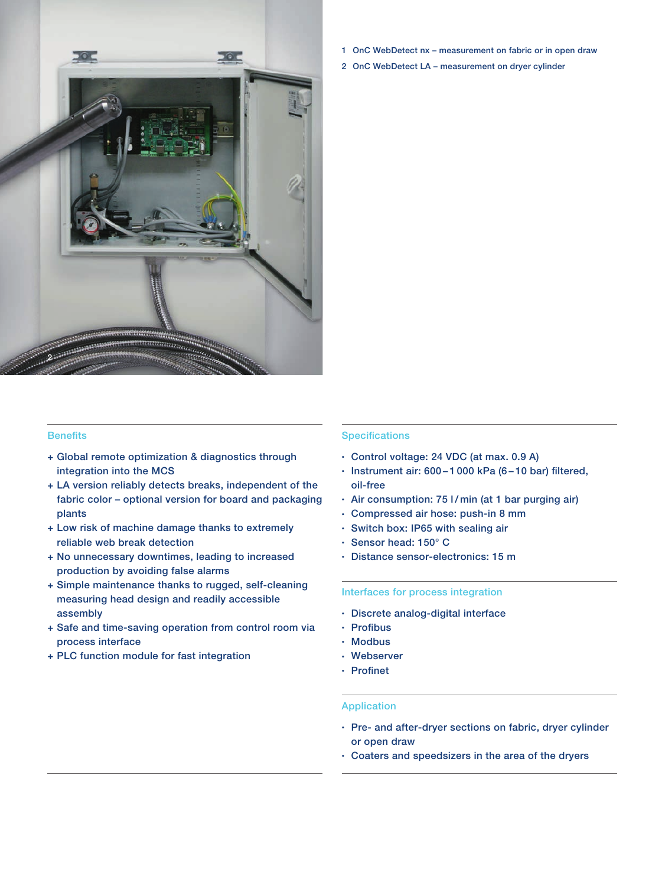1 OnC WebDetect nx – measurement on fabric or in open draw

2 OnC WebDetect LA – measurement on dryer cylinder

## Benefits

+ Global remote optimization & diagnostics through integration into the MCS
+ LA version reliably detects breaks, independent of the fabric color – optional version for board and packaging plants
+ Low risk of machine damage thanks to extremely reliable web break detection
+ No unnecessary downtimes, leading to increased production by avoiding false alarms
+ Simple maintenance thanks to rugged, self-cleaning measuring head design and readily accessible assembly
+ Safe and time-saving operation from control room via process interface
+ PLC function module for fast integration

## Specifications

- Control voltage: 24 VDC (at max. 0.9 A)
- Instrument air: 600 – 1 000 kPa (6 – 10 bar) filtered, oil-free
- Air consumption: 75 l / min (at 1 bar purging air)
- Compressed air hose: push-in 8 mm
- Switch box: IP65 with sealing air
- Sensor head: 150° C
- Distance sensor-electronics: 15 m

## Interfaces for process integration

- Discrete analog-digital interface
- Profibus
- Modbus
- Webserver
- Profinet

## Application

- Pre- and after-dryer sections on fabric, dryer cylinder or open draw
- Coaters and speedsizers in the area of the dryers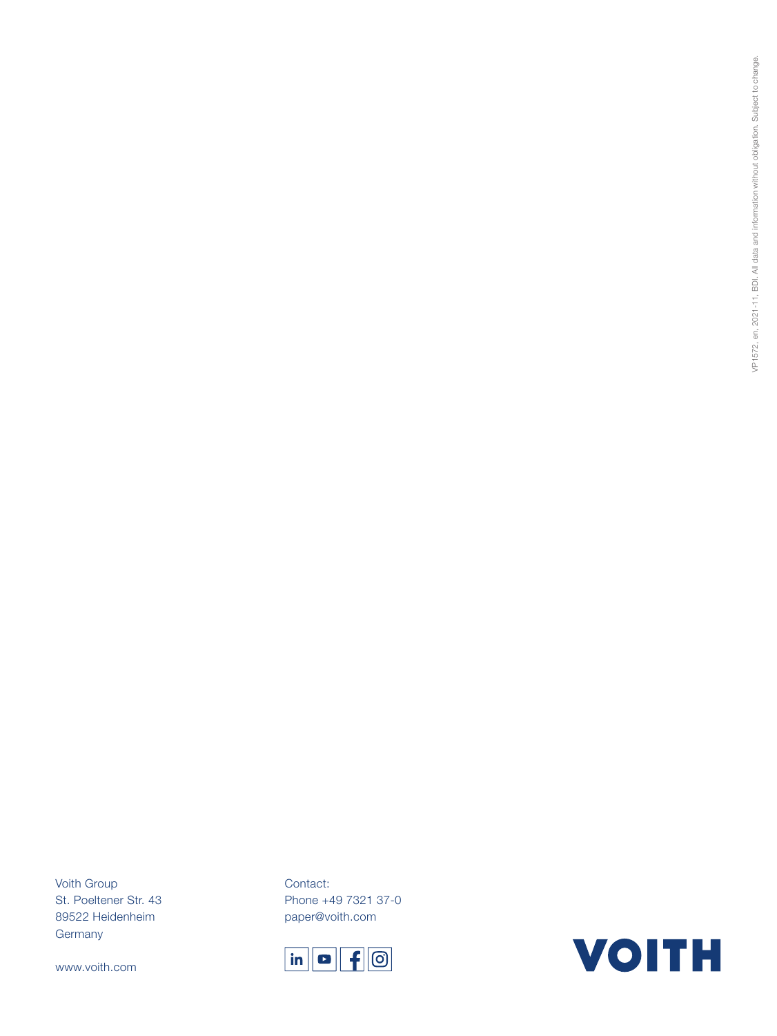VP1572, en, 2021-11, BDI. All data and information without obligation. Subject to change.

Voith Group
St. Poeltener Str. 43
89522 Heidenheim
Germany

www.voith.com

Contact:
Phone +49 7321 37-0
paper@voith.com

VOITH